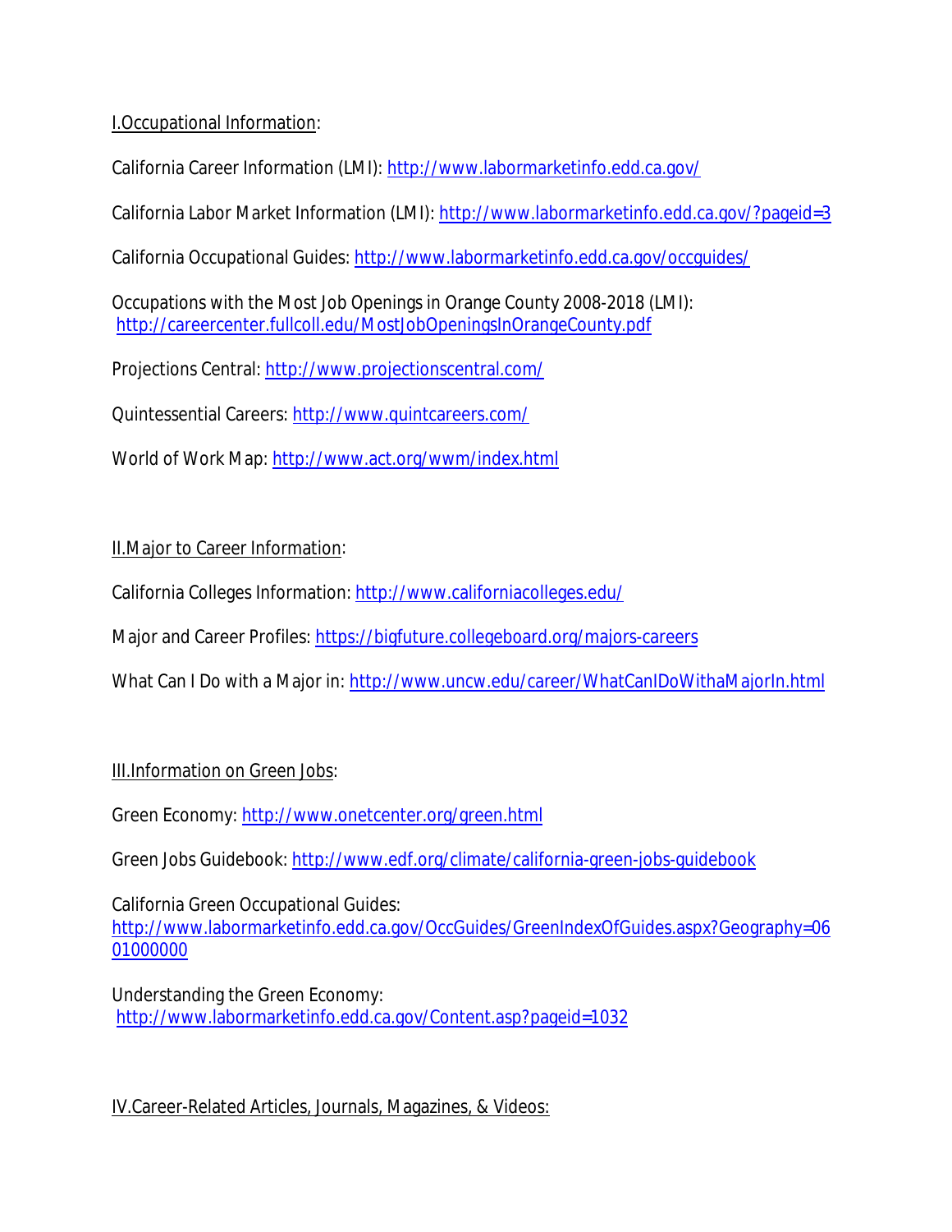## I.Occupational Information:

California Career Information (LMI): http://www.labormarketinfo.edd.ca.gov/

California Labor Market Information (LMI): http://www.labormarketinfo.edd.ca.gov/?pageid=3

California Occupational Guides: http://www.labormarketinfo.edd.ca.gov/occguides/

Occupations with the Most Job Openings in Orange County 2008-2018 (LMI): http://careercenter.fullcoll.edu/MostJobOpeningsInOrangeCounty.pdf

Projections Central: http://www.projectionscentral.com/

Quintessential Careers: http://www.quintcareers.com/

World of Work Map: http://www.act.org/wwm/index.html

## II.Major to Career Information:

California Colleges Information: http://www.californiacolleges.edu/

Major and Career Profiles: https://bigfuture.collegeboard.org/majors-careers

What Can I Do with a Major in: http://www.uncw.edu/career/WhatCanIDoWithaMajorIn.html

## III.Information on Green Jobs:

Green Economy: http://www.onetcenter.org/green.html

Green Jobs Guidebook: http://www.edf.org/climate/california-green-jobs-guidebook

California Green Occupational Guides: http://www.labormarketinfo.edd.ca.gov/OccGuides/GreenIndexOfGuides.aspx?Geography=0601000000

Understanding the Green Economy: http://www.labormarketinfo.edd.ca.gov/Content.asp?pageid=1032

## IV.Career-Related Articles, Journals, Magazines, & Videos: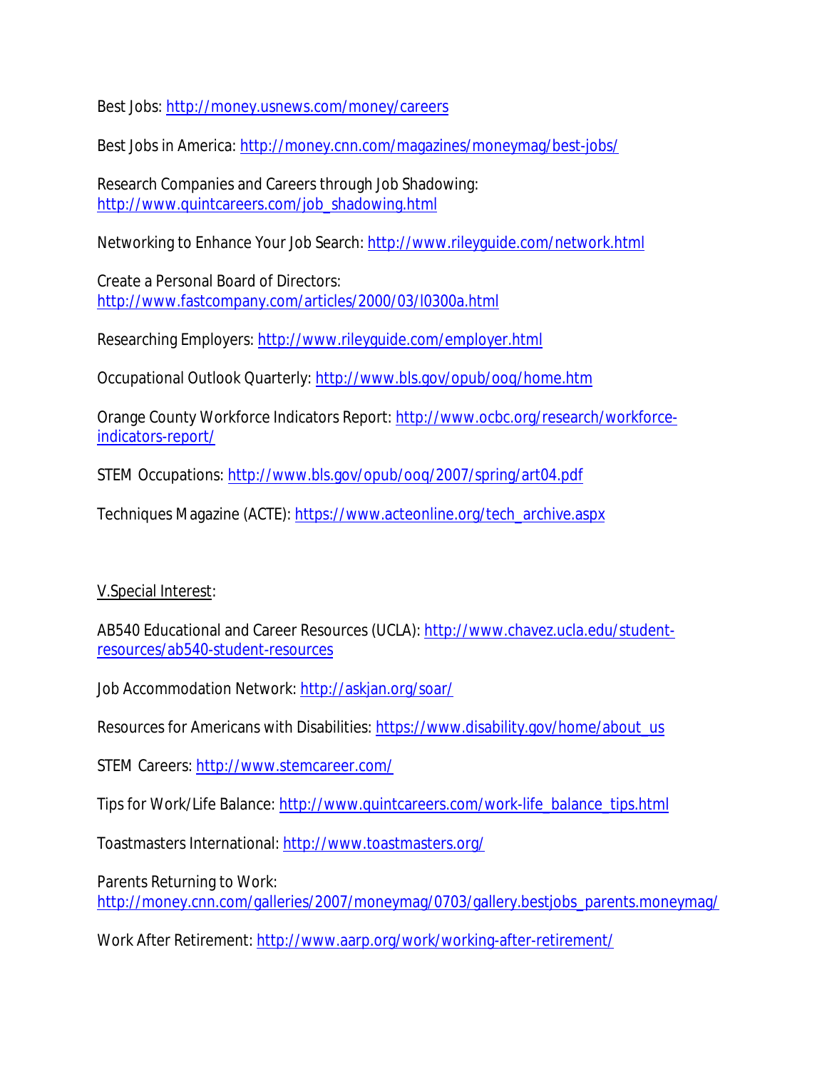Best Jobs: http://money.usnews.com/money/careers

Best Jobs in America: http://money.cnn.com/magazines/moneymag/best-jobs/

Research Companies and Careers through Job Shadowing: http://www.quintcareers.com/job_shadowing.html

Networking to Enhance Your Job Search: http://www.rileyguide.com/network.html

Create a Personal Board of Directors: http://www.fastcompany.com/articles/2000/03/l0300a.html

Researching Employers: http://www.rileyguide.com/employer.html

Occupational Outlook Quarterly: http://www.bls.gov/opub/ooq/home.htm

Orange County Workforce Indicators Report: http://www.ocbc.org/research/workforce-indicators-report/

STEM Occupations: http://www.bls.gov/opub/ooq/2007/spring/art04.pdf

Techniques Magazine (ACTE): https://www.acteonline.org/tech_archive.aspx

V.Special Interest:

AB540 Educational and Career Resources (UCLA): http://www.chavez.ucla.edu/student-resources/ab540-student-resources

Job Accommodation Network: http://askjan.org/soar/

Resources for Americans with Disabilities: https://www.disability.gov/home/about_us

STEM Careers: http://www.stemcareer.com/

Tips for Work/Life Balance: http://www.quintcareers.com/work-life_balance_tips.html

Toastmasters International: http://www.toastmasters.org/

Parents Returning to Work: http://money.cnn.com/galleries/2007/moneymag/0703/gallery.bestjobs_parents.moneymag/

Work After Retirement: http://www.aarp.org/work/working-after-retirement/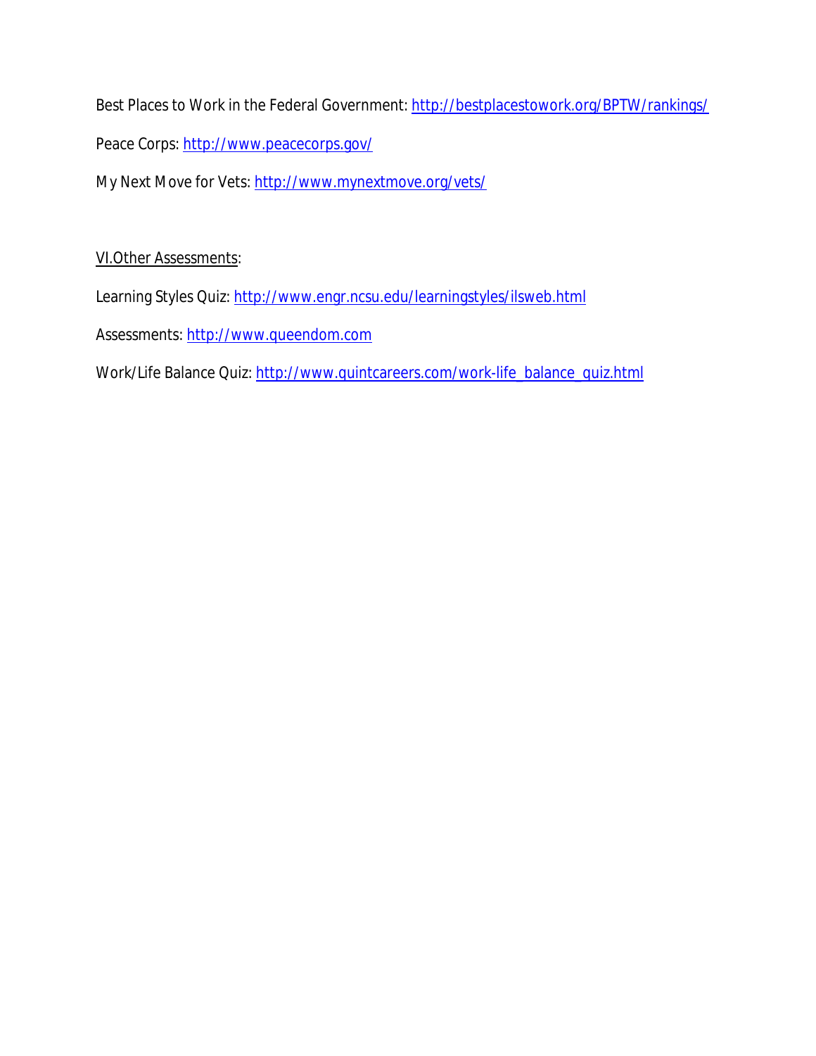Best Places to Work in the Federal Government: http://bestplacestowork.org/BPTW/rankings/

Peace Corps: http://www.peacecorps.gov/

My Next Move for Vets: http://www.mynextmove.org/vets/

VI.Other Assessments:

Learning Styles Quiz: http://www.engr.ncsu.edu/learningstyles/ilsweb.html

Assessments: http://www.queendom.com

Work/Life Balance Quiz: http://www.quintcareers.com/work-life_balance_quiz.html